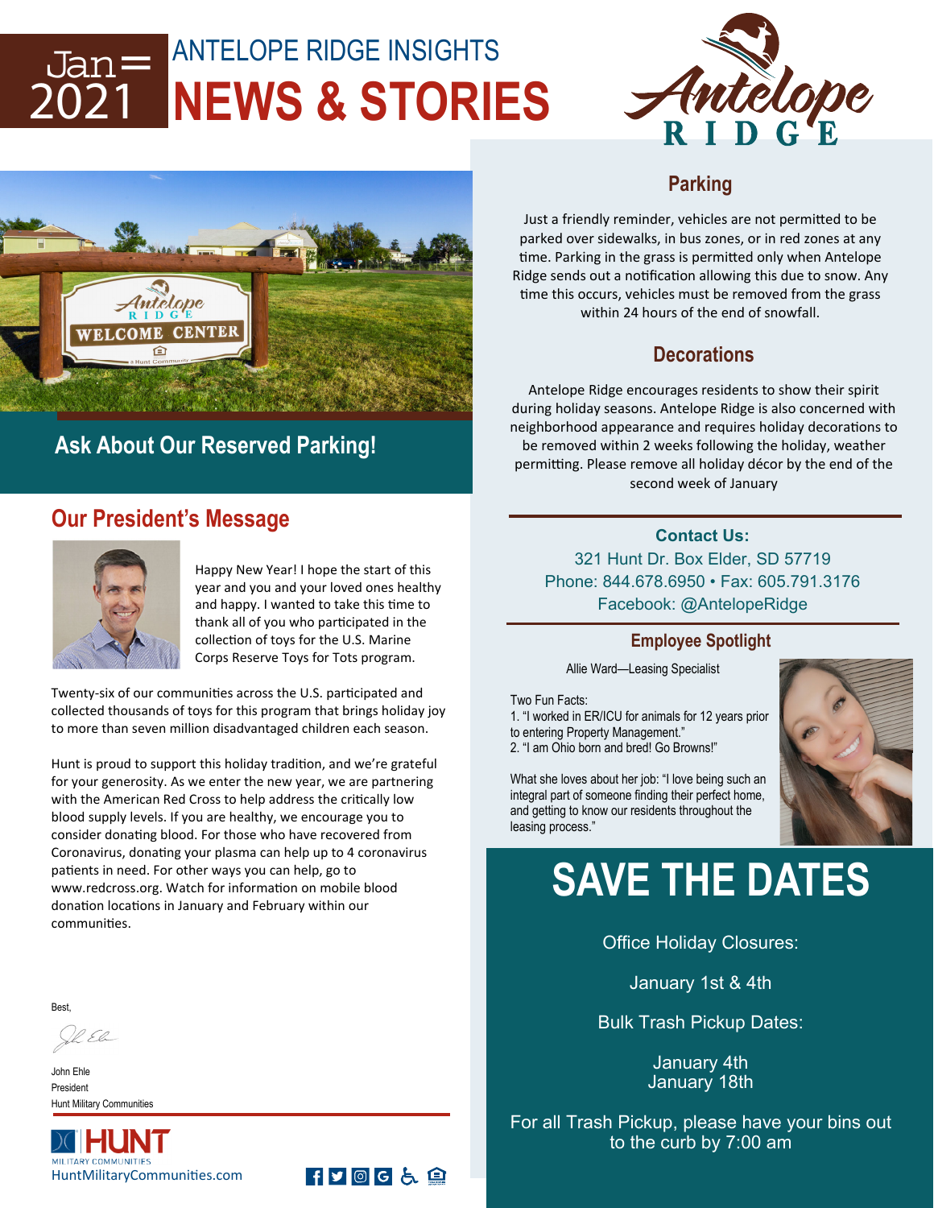# Jan 2021

## ANTELOPE RIDGE INSIGHTS

# NEWS & STORIES

Antelope RIDGE

## Ask About Our Reserved Parking!

## Our President's Message

Happy New Year! I hope the start of this year and you and your loved ones healthy and happy. I wanted to take this time to thank all of you who participated in the collection of toys for the U.S. Marine Corps Reserve Toys for Tots program.

Twenty-six of our communities across the U.S. participated and collected thousands of toys for this program that brings holiday joy to more than seven million disadvantaged children each season.

Hunt is proud to support this holiday tradition, and we're grateful for your generosity. As we enter the new year, we are partnering with the American Red Cross to help address the critically low blood supply levels. If you are healthy, we encourage you to consider donating blood. For those who have recovered from Coronavirus, donating your plasma can help up to 4 coronavirus patients in need. For other ways you can help, go to www.redcross.org. Watch for information on mobile blood donation locations in January and February within our communities.

Best,

John Ehle
President
Hunt Military Communities

HUNT MILITARY COMMUNITIES
HuntMilitaryCommunities.com

## Parking

Just a friendly reminder, vehicles are not permitted to be parked over sidewalks, in bus zones, or in red zones at any time. Parking in the grass is permitted only when Antelope Ridge sends out a notification allowing this due to snow. Any time this occurs, vehicles must be removed from the grass within 24 hours of the end of snowfall.

## Decorations

Antelope Ridge encourages residents to show their spirit during holiday seasons. Antelope Ridge is also concerned with neighborhood appearance and requires holiday decorations to be removed within 2 weeks following the holiday, weather permitting. Please remove all holiday décor by the end of the second week of January

**Contact Us:**
321 Hunt Dr. Box Elder, SD 57719
Phone: 844.678.6950 • Fax: 605.791.3176
Facebook: @AntelopeRidge

## Employee Spotlight

Allie Ward—Leasing Specialist

Two Fun Facts:
1. "I worked in ER/ICU for animals for 12 years prior to entering Property Management."
2. "I am Ohio born and bred! Go Browns!"

What she loves about her job: "I love being such an integral part of someone finding their perfect home, and getting to know our residents throughout the leasing process."

# SAVE THE DATES

Office Holiday Closures:

January 1st & 4th

Bulk Trash Pickup Dates:

January 4th
January 18th

For all Trash Pickup, please have your bins out to the curb by 7:00 am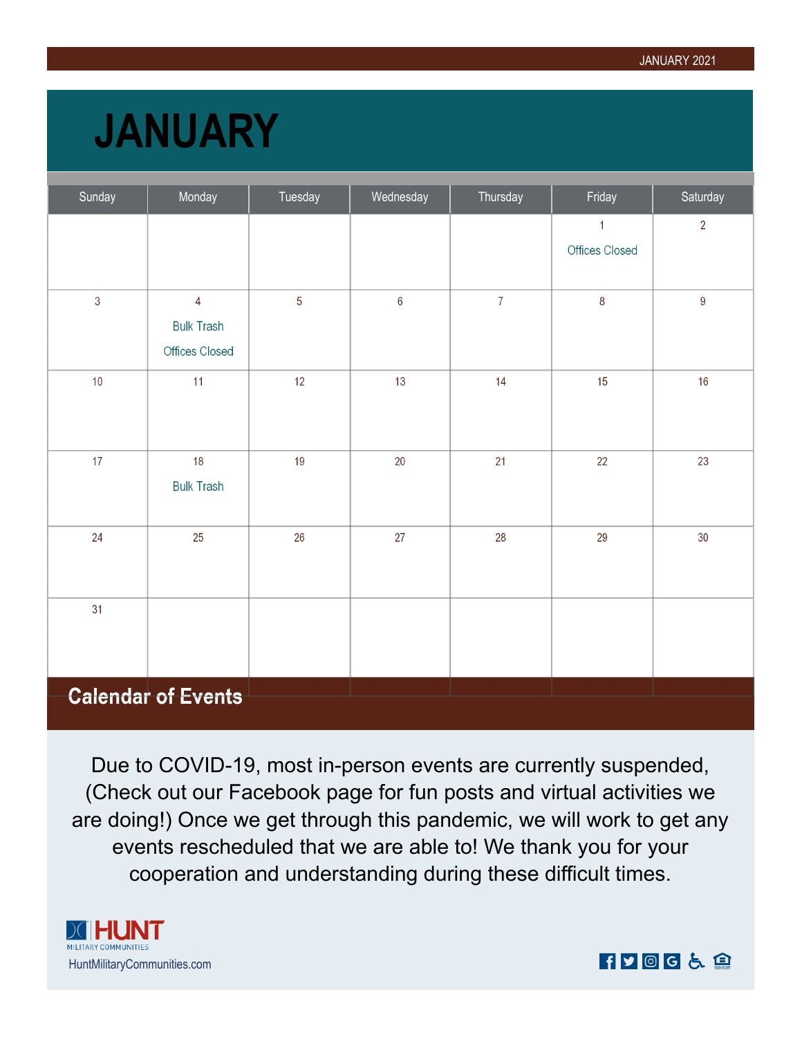# JANUARY

| Sunday | Monday | Tuesday | Wednesday | Thursday | Friday | Saturday |
|---|---|---|---|---|---|---|
| | | | | | 1<br>Offices Closed | 2 |
| 3 | 4<br>Bulk Trash<br>Offices Closed | 5 | 6 | 7 | 8 | 9 |
| 10 | 11 | 12 | 13 | 14 | 15 | 16 |
| 17 | 18<br>Bulk Trash | 19 | 20 | 21 | 22 | 23 |
| 24 | 25 | 26 | 27 | 28 | 29 | 30 |
| 31 | | | | | | |

## Calendar of Events

Due to COVID-19, most in-person events are currently suspended, (Check out our Facebook page for fun posts and virtual activities we are doing!) Once we get through this pandemic, we will work to get any events rescheduled that we are able to! We thank you for your cooperation and understanding during these difficult times.

HUNT MILITARY COMMUNITIES

HuntMilitaryCommunities.com